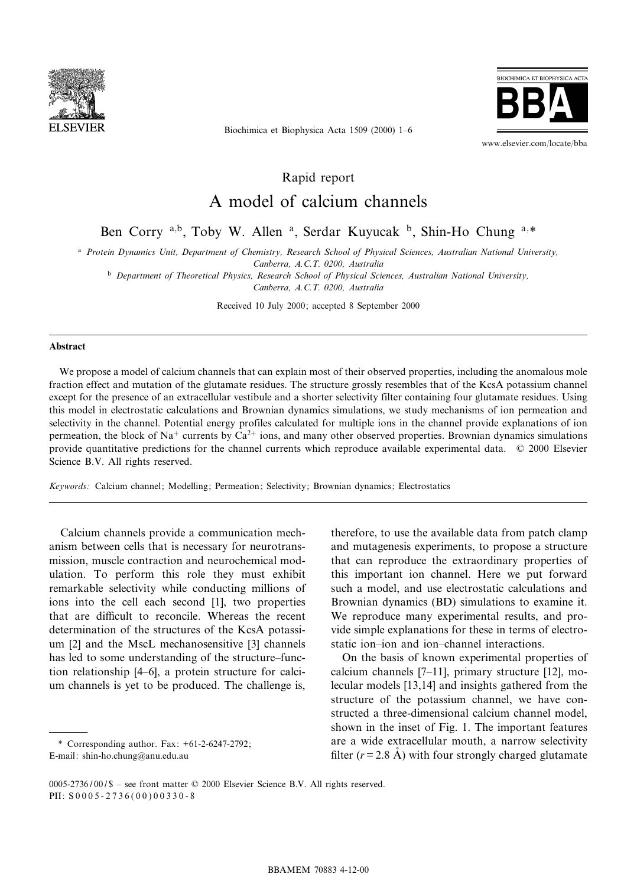Rapid report

# A model of calcium channels

Ben Corry [a,b], Toby W. Allen [a], Serdar Kuyucak [b], Shin-Ho Chung [a,*]

[a] Protein Dynamics Unit, Department of Chemistry, Research School of Physical Sciences, Australian National University, Canberra, A.C.T. 0200, Australia

[b] Department of Theoretical Physics, Research School of Physical Sciences, Australian National University, Canberra, A.C.T. 0200, Australia

Received 10 July 2000; accepted 8 September 2000

## Abstract

We propose a model of calcium channels that can explain most of their observed properties, including the anomalous mole fraction effect and mutation of the glutamate residues. The structure grossly resembles that of the KcsA potassium channel except for the presence of an extracellular vestibule and a shorter selectivity filter containing four glutamate residues. Using this model in electrostatic calculations and Brownian dynamics simulations, we study mechanisms of ion permeation and selectivity in the channel. Potential energy profiles calculated for multiple ions in the channel provide explanations of ion permeation, the block of $Na^+$ currents by $Ca^{2+}$ ions, and many other observed properties. Brownian dynamics simulations provide quantitative predictions for the channel currents which reproduce available experimental data. © 2000 Elsevier Science B.V. All rights reserved.

*Keywords:* Calcium channel; Modelling; Permeation; Selectivity; Brownian dynamics; Electrostatics

Calcium channels provide a communication mechanism between cells that is necessary for neurotransmission, muscle contraction and neurochemical modulation. To perform this role they must exhibit remarkable selectivity while conducting millions of ions into the cell each second [1], two properties that are difficult to reconcile. Whereas the recent determination of the structures of the KcsA potassium [2] and the MscL mechanosensitive [3] channels has led to some understanding of the structure–function relationship [4–6], a protein structure for calcium channels is yet to be produced. The challenge is, therefore, to use the available data from patch clamp and mutagenesis experiments, to propose a structure that can reproduce the extraordinary properties of this important ion channel. Here we put forward such a model, and use electrostatic calculations and Brownian dynamics (BD) simulations to examine it. We reproduce many experimental results, and provide simple explanations for these in terms of electrostatic ion–ion and ion–channel interactions.

On the basis of known experimental properties of calcium channels [7–11], primary structure [12], molecular models [13,14] and insights gathered from the structure of the potassium channel, we have constructed a three-dimensional calcium channel model, shown in the inset of Fig. 1. The important features are a wide extracellular mouth, a narrow selectivity filter ($r = 2.8$ Å) with four strongly charged glutamate

\* Corresponding author. Fax: +61-2-6247-2792; E-mail: shin-ho.chung@anu.edu.au

0005-2736/00/$ – see front matter © 2000 Elsevier Science B.V. All rights reserved.
PII: S0005-2736(00)00330-8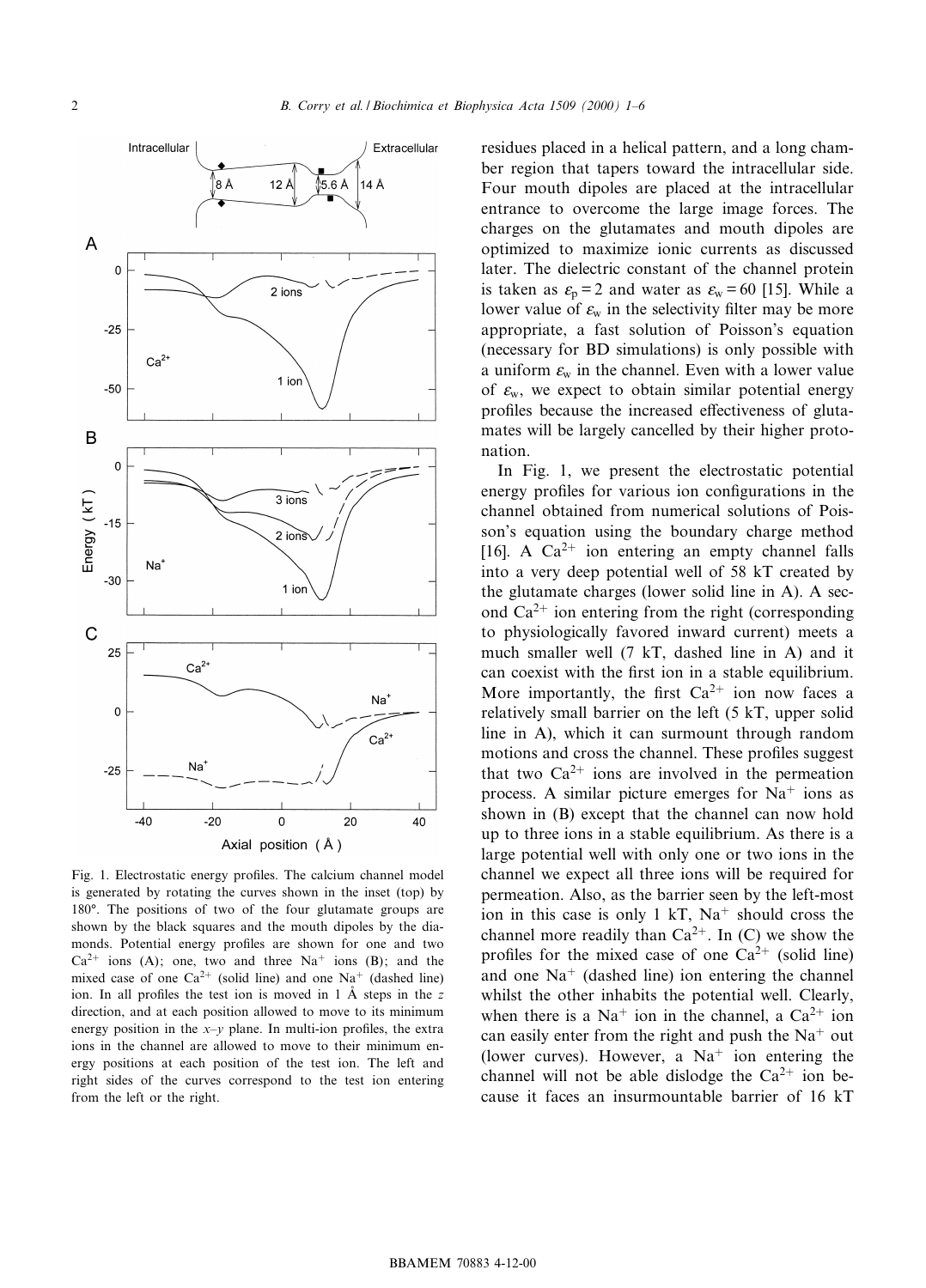Fig. 1. Electrostatic energy profiles. The calcium channel model is generated by rotating the curves shown in the inset (top) by 180°. The positions of two of the four glutamate groups are shown by the black squares and the mouth dipoles by the diamonds. Potential energy profiles are shown for one and two $Ca^{2+}$ ions (A); one, two and three $Na^{+}$ ions (B); and the mixed case of one $Ca^{2+}$ (solid line) and one $Na^{+}$ (dashed line) ion. In all profiles the test ion is moved in 1 Å steps in the $z$ direction, and at each position allowed to move to its minimum energy position in the $x$–$y$ plane. In multi-ion profiles, the extra ions in the channel are allowed to move to their minimum energy positions at each position of the test ion. The left and right sides of the curves correspond to the test ion entering from the left or the right.

residues placed in a helical pattern, and a long chamber region that tapers toward the intracellular side. Four mouth dipoles are placed at the intracellular entrance to overcome the large image forces. The charges on the glutamates and mouth dipoles are optimized to maximize ionic currents as discussed later. The dielectric constant of the channel protein is taken as $\varepsilon_p = 2$ and water as $\varepsilon_w = 60$ [15]. While a lower value of $\varepsilon_w$ in the selectivity filter may be more appropriate, a fast solution of Poisson's equation (necessary for BD simulations) is only possible with a uniform $\varepsilon_w$ in the channel. Even with a lower value of $\varepsilon_w$, we expect to obtain similar potential energy profiles because the increased effectiveness of glutamates will be largely cancelled by their higher protonation.

In Fig. 1, we present the electrostatic potential energy profiles for various ion configurations in the channel obtained from numerical solutions of Poisson's equation using the boundary charge method [16]. A $Ca^{2+}$ ion entering an empty channel falls into a very deep potential well of 58 kT created by the glutamate charges (lower solid line in A). A second $Ca^{2+}$ ion entering from the right (corresponding to physiologically favored inward current) meets a much smaller well (7 kT, dashed line in A) and it can coexist with the first ion in a stable equilibrium. More importantly, the first $Ca^{2+}$ ion now faces a relatively small barrier on the left (5 kT, upper solid line in A), which it can surmount through random motions and cross the channel. These profiles suggest that two $Ca^{2+}$ ions are involved in the permeation process. A similar picture emerges for $Na^{+}$ ions as shown in (B) except that the channel can now hold up to three ions in a stable equilibrium. As there is a large potential well with only one or two ions in the channel we expect all three ions will be required for permeation. Also, as the barrier seen by the left-most ion in this case is only 1 kT, $Na^{+}$ should cross the channel more readily than $Ca^{2+}$. In (C) we show the profiles for the mixed case of one $Ca^{2+}$ (solid line) and one $Na^{+}$ (dashed line) ion entering the channel whilst the other inhabits the potential well. Clearly, when there is a $Na^{+}$ ion in the channel, a $Ca^{2+}$ ion can easily enter from the right and push the $Na^{+}$ out (lower curves). However, a $Na^{+}$ ion entering the channel will not be able dislodge the $Ca^{2+}$ ion because it faces an insurmountable barrier of 16 kT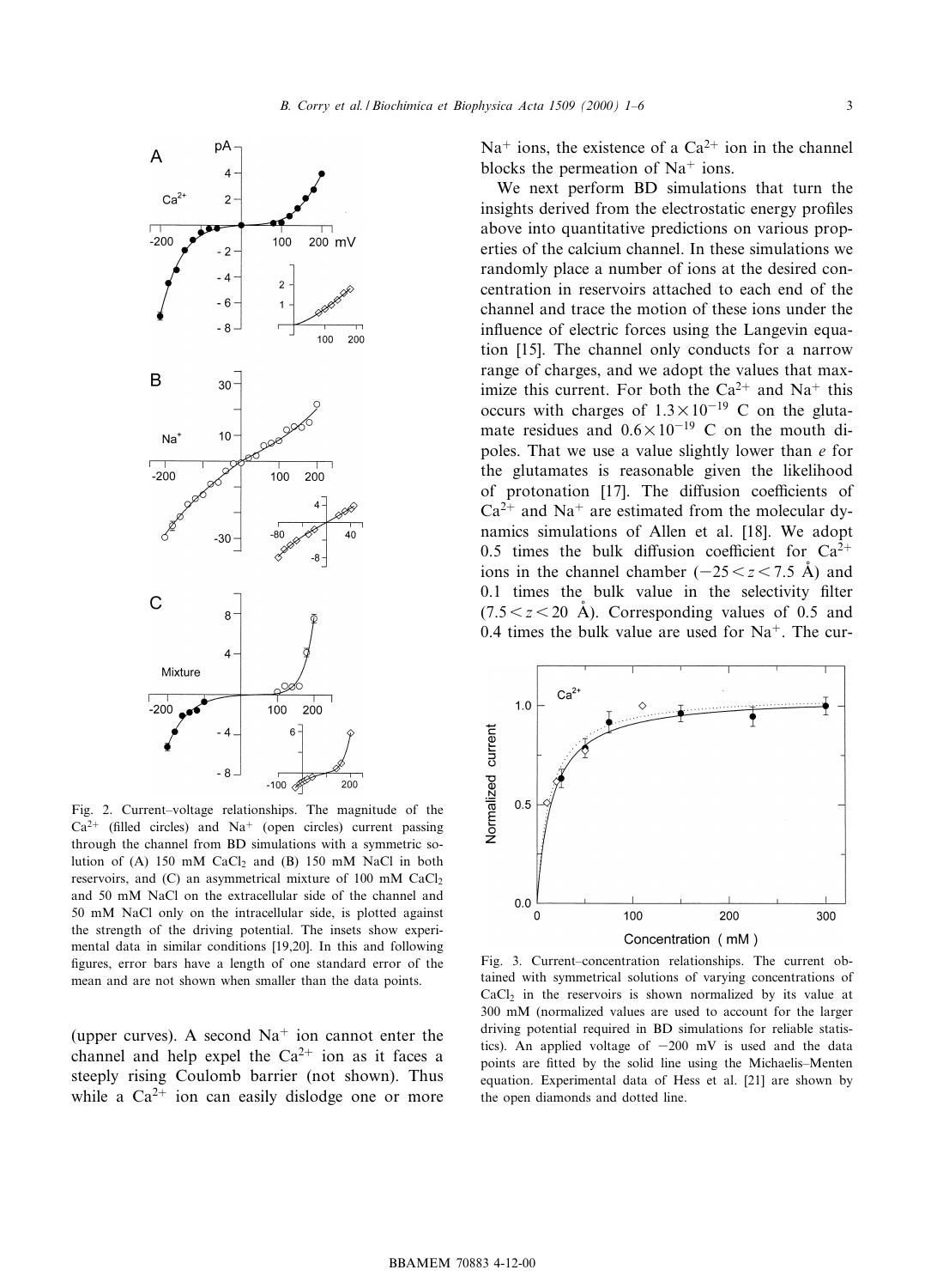Fig. 2. Current–voltage relationships. The magnitude of the $Ca^{2+}$ (filled circles) and $Na^{+}$ (open circles) current passing through the channel from BD simulations with a symmetric solution of (A) 150 mM $CaCl_2$ and (B) 150 mM NaCl in both reservoirs, and (C) an asymmetrical mixture of 100 mM $CaCl_2$ and 50 mM NaCl on the extracellular side of the channel and 50 mM NaCl only on the intracellular side, is plotted against the strength of the driving potential. The insets show experimental data in similar conditions [19,20]. In this and following figures, error bars have a length of one standard error of the mean and are not shown when smaller than the data points.

(upper curves). A second $Na^{+}$ ion cannot enter the channel and help expel the $Ca^{2+}$ ion as it faces a steeply rising Coulomb barrier (not shown). Thus while a $Ca^{2+}$ ion can easily dislodge one or more $Na^{+}$ ions, the existence of a $Ca^{2+}$ ion in the channel blocks the permeation of $Na^{+}$ ions.

We next perform BD simulations that turn the insights derived from the electrostatic energy profiles above into quantitative predictions on various properties of the calcium channel. In these simulations we randomly place a number of ions at the desired concentration in reservoirs attached to each end of the channel and trace the motion of these ions under the influence of electric forces using the Langevin equation [15]. The channel only conducts for a narrow range of charges, and we adopt the values that maximize this current. For both the $Ca^{2+}$ and $Na^{+}$ this occurs with charges of $1.3\times10^{-19}$ C on the glutamate residues and $0.6\times10^{-19}$ C on the mouth dipoles. That we use a value slightly lower than $e$ for the glutamates is reasonable given the likelihood of protonation [17]. The diffusion coefficients of $Ca^{2+}$ and $Na^{+}$ are estimated from the molecular dynamics simulations of Allen et al. [18]. We adopt 0.5 times the bulk diffusion coefficient for $Ca^{2+}$ ions in the channel chamber ($-25 < z < 7.5$ Å) and 0.1 times the bulk value in the selectivity filter ($7.5 < z < 20$ Å). Corresponding values of 0.5 and 0.4 times the bulk value are used for $Na^{+}$. The cur-

Fig. 3. Current–concentration relationships. The current obtained with symmetrical solutions of varying concentrations of $CaCl_2$ in the reservoirs is shown normalized by its value at 300 mM (normalized values are used to account for the larger driving potential required in BD simulations for reliable statistics). An applied voltage of $-200$ mV is used and the data points are fitted by the solid line using the Michaelis–Menten equation. Experimental data of Hess et al. [21] are shown by the open diamonds and dotted line.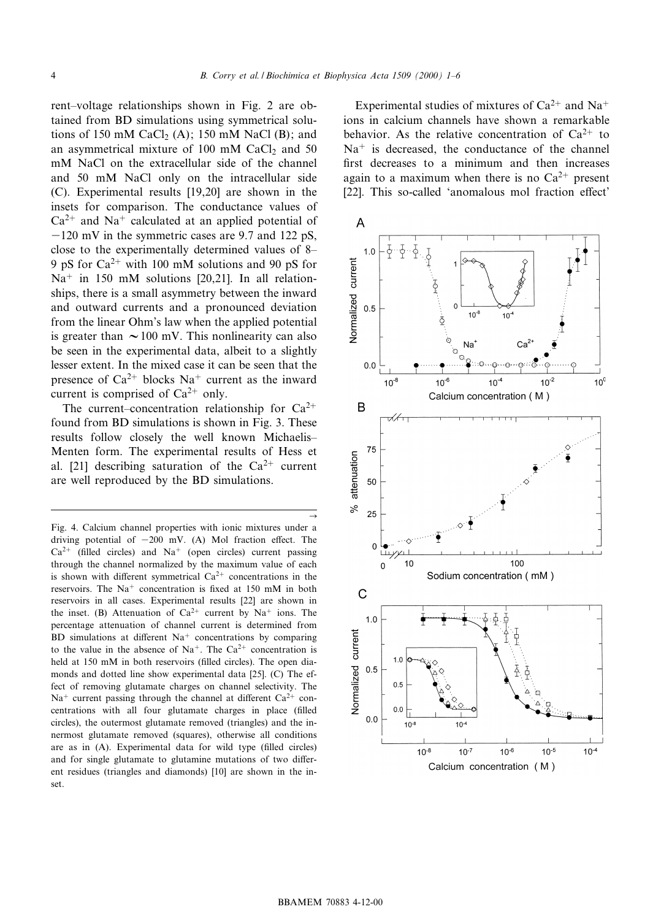rent–voltage relationships shown in Fig. 2 are obtained from BD simulations using symmetrical solutions of 150 mM $CaCl_2$ (A); 150 mM NaCl (B); and an asymmetrical mixture of 100 mM $CaCl_2$ and 50 mM NaCl on the extracellular side of the channel and 50 mM NaCl only on the intracellular side (C). Experimental results [19,20] are shown in the insets for comparison. The conductance values of $Ca^{2+}$ and $Na^{+}$ calculated at an applied potential of $-120$ mV in the symmetric cases are 9.7 and 122 pS, close to the experimentally determined values of 8–9 pS for $Ca^{2+}$ with 100 mM solutions and 90 pS for $Na^{+}$ in 150 mM solutions [20,21]. In all relationships, there is a small asymmetry between the inward and outward currents and a pronounced deviation from the linear Ohm's law when the applied potential is greater than $\sim$100 mV. This nonlinearity can also be seen in the experimental data, albeit to a slightly lesser extent. In the mixed case it can be seen that the presence of $Ca^{2+}$ blocks $Na^{+}$ current as the inward current is comprised of $Ca^{2+}$ only.

The current–concentration relationship for $Ca^{2+}$ found from BD simulations is shown in Fig. 3. These results follow closely the well known Michaelis–Menten form. The experimental results of Hess et al. [21] describing saturation of the $Ca^{2+}$ current are well reproduced by the BD simulations.

Experimental studies of mixtures of $Ca^{2+}$ and $Na^{+}$ ions in calcium channels have shown a remarkable behavior. As the relative concentration of $Ca^{2+}$ to $Na^{+}$ is decreased, the conductance of the channel first decreases to a minimum and then increases again to a maximum when there is no $Ca^{2+}$ present [22]. This so-called 'anomalous mol fraction effect'

Fig. 4. Calcium channel properties with ionic mixtures under a driving potential of $-200$ mV. (A) Mol fraction effect. The $Ca^{2+}$ (filled circles) and $Na^{+}$ (open circles) current passing through the channel normalized by the maximum value of each is shown with different symmetrical $Ca^{2+}$ concentrations in the reservoirs. The $Na^{+}$ concentration is fixed at 150 mM in both reservoirs in all cases. Experimental results [22] are shown in the inset. (B) Attenuation of $Ca^{2+}$ current by $Na^{+}$ ions. The percentage attenuation of channel current is determined from BD simulations at different $Na^{+}$ concentrations by comparing to the value in the absence of $Na^{+}$. The $Ca^{2+}$ concentration is held at 150 mM in both reservoirs (filled circles). The open diamonds and dotted line show experimental data [25]. (C) The effect of removing glutamate charges on channel selectivity. The $Na^{+}$ current passing through the channel at different $Ca^{2+}$ concentrations with all four glutamate charges in place (filled circles), the outermost glutamate removed (triangles) and the innermost glutamate removed (squares), otherwise all conditions are as in (A). Experimental data for wild type (filled circles) and for single glutamate to glutamine mutations of two different residues (triangles and diamonds) [10] are shown in the inset.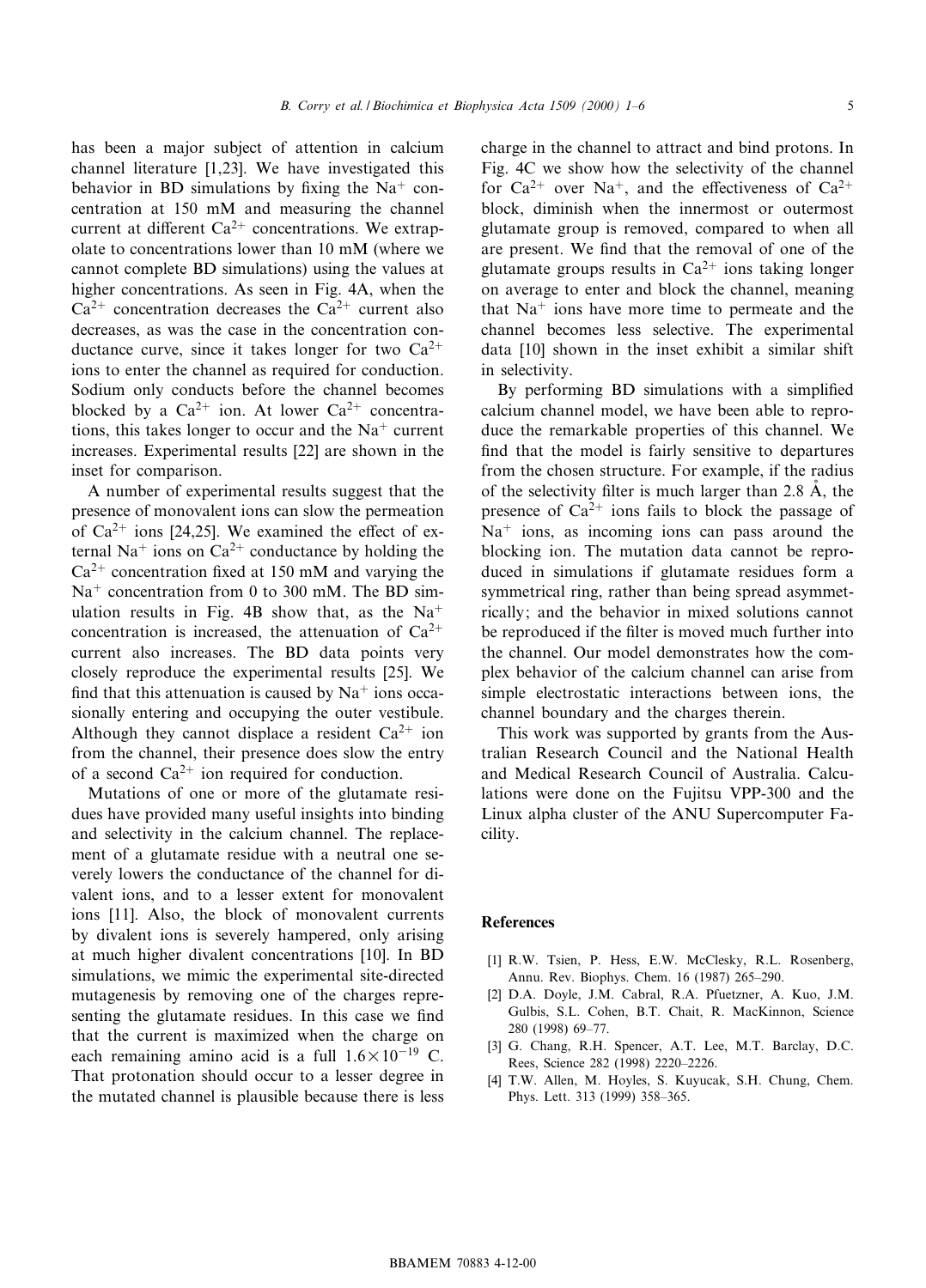has been a major subject of attention in calcium channel literature [1,23]. We have investigated this behavior in BD simulations by fixing the $Na^+$ concentration at 150 mM and measuring the channel current at different $Ca^{2+}$ concentrations. We extrapolate to concentrations lower than 10 mM (where we cannot complete BD simulations) using the values at higher concentrations. As seen in Fig. 4A, when the $Ca^{2+}$ concentration decreases the $Ca^{2+}$ current also decreases, as was the case in the concentration conductance curve, since it takes longer for two $Ca^{2+}$ ions to enter the channel as required for conduction. Sodium only conducts before the channel becomes blocked by a $Ca^{2+}$ ion. At lower $Ca^{2+}$ concentrations, this takes longer to occur and the $Na^+$ current increases. Experimental results [22] are shown in the inset for comparison.

A number of experimental results suggest that the presence of monovalent ions can slow the permeation of $Ca^{2+}$ ions [24,25]. We examined the effect of external $Na^+$ ions on $Ca^{2+}$ conductance by holding the $Ca^{2+}$ concentration fixed at 150 mM and varying the $Na^+$ concentration from 0 to 300 mM. The BD simulation results in Fig. 4B show that, as the $Na^+$ concentration is increased, the attenuation of $Ca^{2+}$ current also increases. The BD data points very closely reproduce the experimental results [25]. We find that this attenuation is caused by $Na^+$ ions occasionally entering and occupying the outer vestibule. Although they cannot displace a resident $Ca^{2+}$ ion from the channel, their presence does slow the entry of a second $Ca^{2+}$ ion required for conduction.

Mutations of one or more of the glutamate residues have provided many useful insights into binding and selectivity in the calcium channel. The replacement of a glutamate residue with a neutral one severely lowers the conductance of the channel for divalent ions, and to a lesser extent for monovalent ions [11]. Also, the block of monovalent currents by divalent ions is severely hampered, only arising at much higher divalent concentrations [10]. In BD simulations, we mimic the experimental site-directed mutagenesis by removing one of the charges representing the glutamate residues. In this case we find that the current is maximized when the charge on each remaining amino acid is a full $1.6\times10^{-19}$ C. That protonation should occur to a lesser degree in the mutated channel is plausible because there is less charge in the channel to attract and bind protons. In Fig. 4C we show how the selectivity of the channel for $Ca^{2+}$ over $Na^+$, and the effectiveness of $Ca^{2+}$ block, diminish when the innermost or outermost glutamate group is removed, compared to when all are present. We find that the removal of one of the glutamate groups results in $Ca^{2+}$ ions taking longer on average to enter and block the channel, meaning that $Na^+$ ions have more time to permeate and the channel becomes less selective. The experimental data [10] shown in the inset exhibit a similar shift in selectivity.

By performing BD simulations with a simplified calcium channel model, we have been able to reproduce the remarkable properties of this channel. We find that the model is fairly sensitive to departures from the chosen structure. For example, if the radius of the selectivity filter is much larger than 2.8 Å, the presence of $Ca^{2+}$ ions fails to block the passage of $Na^+$ ions, as incoming ions can pass around the blocking ion. The mutation data cannot be reproduced in simulations if glutamate residues form a symmetrical ring, rather than being spread asymmetrically; and the behavior in mixed solutions cannot be reproduced if the filter is moved much further into the channel. Our model demonstrates how the complex behavior of the calcium channel can arise from simple electrostatic interactions between ions, the channel boundary and the charges therein.

This work was supported by grants from the Australian Research Council and the National Health and Medical Research Council of Australia. Calculations were done on the Fujitsu VPP-300 and the Linux alpha cluster of the ANU Supercomputer Facility.

## References

[1] R.W. Tsien, P. Hess, E.W. McClesky, R.L. Rosenberg, Annu. Rev. Biophys. Chem. 16 (1987) 265–290.

[2] D.A. Doyle, J.M. Cabral, R.A. Pfuetzner, A. Kuo, J.M. Gulbis, S.L. Cohen, B.T. Chait, R. MacKinnon, Science 280 (1998) 69–77.

[3] G. Chang, R.H. Spencer, A.T. Lee, M.T. Barclay, D.C. Rees, Science 282 (1998) 2220–2226.

[4] T.W. Allen, M. Hoyles, S. Kuyucak, S.H. Chung, Chem. Phys. Lett. 313 (1999) 358–365.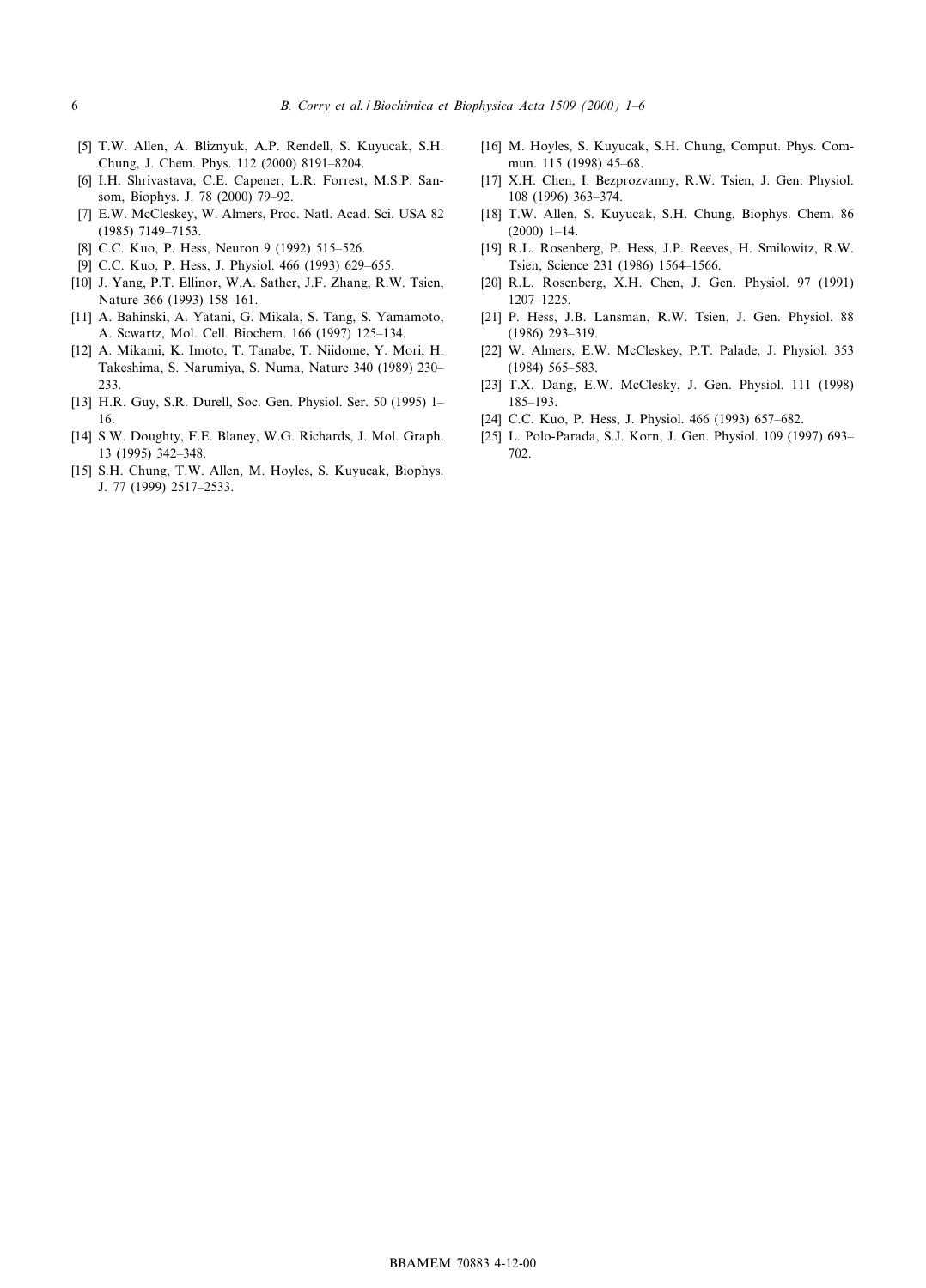[5] T.W. Allen, A. Bliznyuk, A.P. Rendell, S. Kuyucak, S.H. Chung, J. Chem. Phys. 112 (2000) 8191–8204.

[6] I.H. Shrivastava, C.E. Capener, L.R. Forrest, M.S.P. Sansom, Biophys. J. 78 (2000) 79–92.

[7] E.W. McCleskey, W. Almers, Proc. Natl. Acad. Sci. USA 82 (1985) 7149–7153.

[8] C.C. Kuo, P. Hess, Neuron 9 (1992) 515–526.

[9] C.C. Kuo, P. Hess, J. Physiol. 466 (1993) 629–655.

[10] J. Yang, P.T. Ellinor, W.A. Sather, J.F. Zhang, R.W. Tsien, Nature 366 (1993) 158–161.

[11] A. Bahinski, A. Yatani, G. Mikala, S. Tang, S. Yamamoto, A. Scwartz, Mol. Cell. Biochem. 166 (1997) 125–134.

[12] A. Mikami, K. Imoto, T. Tanabe, T. Niidome, Y. Mori, H. Takeshima, S. Narumiya, S. Numa, Nature 340 (1989) 230–233.

[13] H.R. Guy, S.R. Durell, Soc. Gen. Physiol. Ser. 50 (1995) 1–16.

[14] S.W. Doughty, F.E. Blaney, W.G. Richards, J. Mol. Graph. 13 (1995) 342–348.

[15] S.H. Chung, T.W. Allen, M. Hoyles, S. Kuyucak, Biophys. J. 77 (1999) 2517–2533.

[16] M. Hoyles, S. Kuyucak, S.H. Chung, Comput. Phys. Commun. 115 (1998) 45–68.

[17] X.H. Chen, I. Bezprozvanny, R.W. Tsien, J. Gen. Physiol. 108 (1996) 363–374.

[18] T.W. Allen, S. Kuyucak, S.H. Chung, Biophys. Chem. 86 (2000) 1–14.

[19] R.L. Rosenberg, P. Hess, J.P. Reeves, H. Smilowitz, R.W. Tsien, Science 231 (1986) 1564–1566.

[20] R.L. Rosenberg, X.H. Chen, J. Gen. Physiol. 97 (1991) 1207–1225.

[21] P. Hess, J.B. Lansman, R.W. Tsien, J. Gen. Physiol. 88 (1986) 293–319.

[22] W. Almers, E.W. McCleskey, P.T. Palade, J. Physiol. 353 (1984) 565–583.

[23] T.X. Dang, E.W. McClesky, J. Gen. Physiol. 111 (1998) 185–193.

[24] C.C. Kuo, P. Hess, J. Physiol. 466 (1993) 657–682.

[25] L. Polo-Parada, S.J. Korn, J. Gen. Physiol. 109 (1997) 693–702.